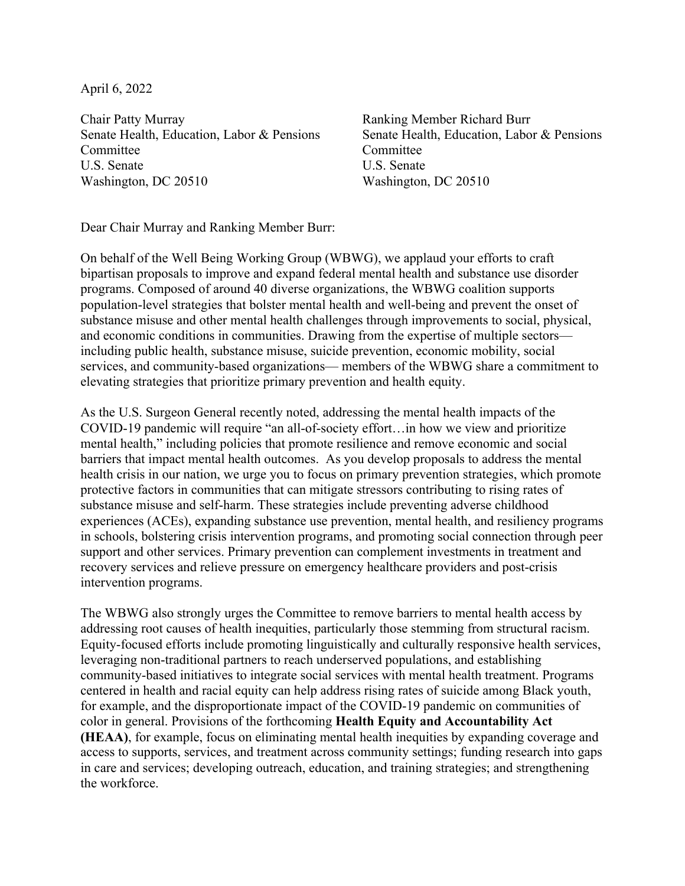April 6, 2022

Chair Patty Murray
Senate Health, Education, Labor & Pensions Committee
U.S. Senate
Washington, DC 20510

Ranking Member Richard Burr
Senate Health, Education, Labor & Pensions Committee
U.S. Senate
Washington, DC 20510

Dear Chair Murray and Ranking Member Burr:

On behalf of the Well Being Working Group (WBWG), we applaud your efforts to craft bipartisan proposals to improve and expand federal mental health and substance use disorder programs. Composed of around 40 diverse organizations, the WBWG coalition supports population-level strategies that bolster mental health and well-being and prevent the onset of substance misuse and other mental health challenges through improvements to social, physical, and economic conditions in communities. Drawing from the expertise of multiple sectors— including public health, substance misuse, suicide prevention, economic mobility, social services, and community-based organizations— members of the WBWG share a commitment to elevating strategies that prioritize primary prevention and health equity.

As the U.S. Surgeon General recently noted, addressing the mental health impacts of the COVID-19 pandemic will require "an all-of-society effort…in how we view and prioritize mental health," including policies that promote resilience and remove economic and social barriers that impact mental health outcomes. As you develop proposals to address the mental health crisis in our nation, we urge you to focus on primary prevention strategies, which promote protective factors in communities that can mitigate stressors contributing to rising rates of substance misuse and self-harm. These strategies include preventing adverse childhood experiences (ACEs), expanding substance use prevention, mental health, and resiliency programs in schools, bolstering crisis intervention programs, and promoting social connection through peer support and other services. Primary prevention can complement investments in treatment and recovery services and relieve pressure on emergency healthcare providers and post-crisis intervention programs.

The WBWG also strongly urges the Committee to remove barriers to mental health access by addressing root causes of health inequities, particularly those stemming from structural racism. Equity-focused efforts include promoting linguistically and culturally responsive health services, leveraging non-traditional partners to reach underserved populations, and establishing community-based initiatives to integrate social services with mental health treatment. Programs centered in health and racial equity can help address rising rates of suicide among Black youth, for example, and the disproportionate impact of the COVID-19 pandemic on communities of color in general. Provisions of the forthcoming **Health Equity and Accountability Act (HEAA)**, for example, focus on eliminating mental health inequities by expanding coverage and access to supports, services, and treatment across community settings; funding research into gaps in care and services; developing outreach, education, and training strategies; and strengthening the workforce.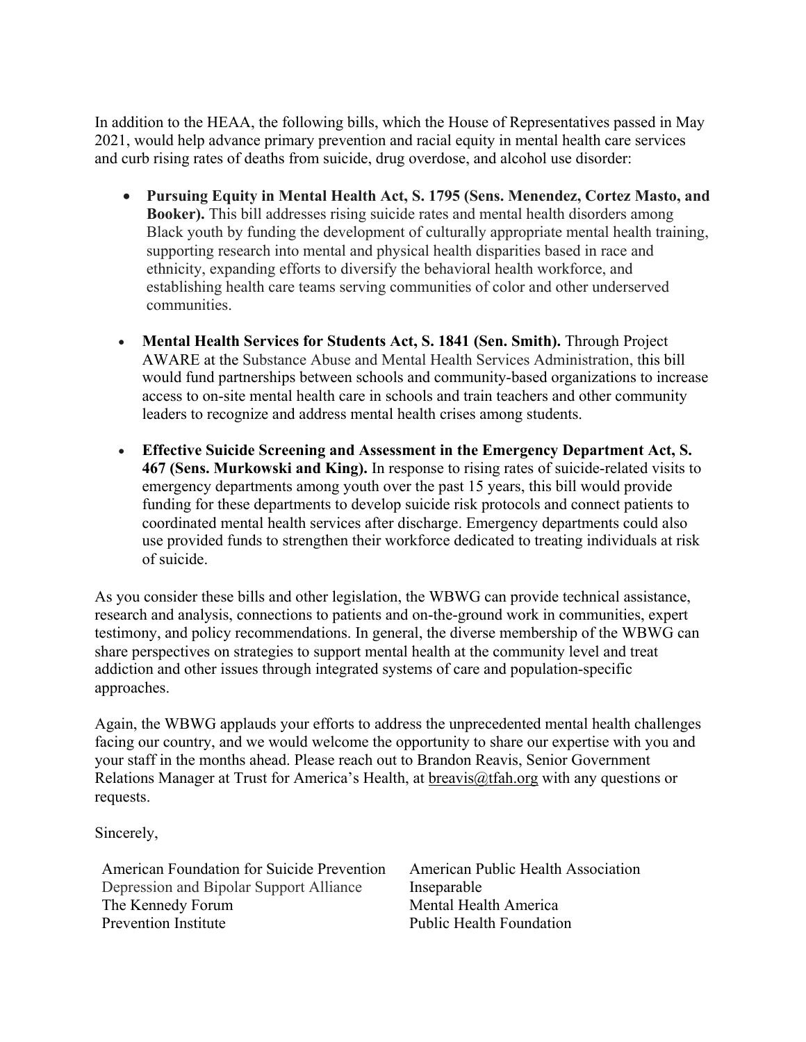In addition to the HEAA, the following bills, which the House of Representatives passed in May 2021, would help advance primary prevention and racial equity in mental health care services and curb rising rates of deaths from suicide, drug overdose, and alcohol use disorder:

- **Pursuing Equity in Mental Health Act, S. 1795 (Sens. Menendez, Cortez Masto, and Booker).** This bill addresses rising suicide rates and mental health disorders among Black youth by funding the development of culturally appropriate mental health training, supporting research into mental and physical health disparities based in race and ethnicity, expanding efforts to diversify the behavioral health workforce, and establishing health care teams serving communities of color and other underserved communities.

- **Mental Health Services for Students Act, S. 1841 (Sen. Smith).** Through Project AWARE at the Substance Abuse and Mental Health Services Administration, this bill would fund partnerships between schools and community-based organizations to increase access to on-site mental health care in schools and train teachers and other community leaders to recognize and address mental health crises among students.

- **Effective Suicide Screening and Assessment in the Emergency Department Act, S. 467 (Sens. Murkowski and King).** In response to rising rates of suicide-related visits to emergency departments among youth over the past 15 years, this bill would provide funding for these departments to develop suicide risk protocols and connect patients to coordinated mental health services after discharge. Emergency departments could also use provided funds to strengthen their workforce dedicated to treating individuals at risk of suicide.

As you consider these bills and other legislation, the WBWG can provide technical assistance, research and analysis, connections to patients and on-the-ground work in communities, expert testimony, and policy recommendations. In general, the diverse membership of the WBWG can share perspectives on strategies to support mental health at the community level and treat addiction and other issues through integrated systems of care and population-specific approaches.

Again, the WBWG applauds your efforts to address the unprecedented mental health challenges facing our country, and we would welcome the opportunity to share our expertise with you and your staff in the months ahead. Please reach out to Brandon Reavis, Senior Government Relations Manager at Trust for America's Health, at breavis@tfah.org with any questions or requests.

Sincerely,

American Foundation for Suicide Prevention
American Public Health Association
Depression and Bipolar Support Alliance
Inseparable
The Kennedy Forum
Mental Health America
Prevention Institute
Public Health Foundation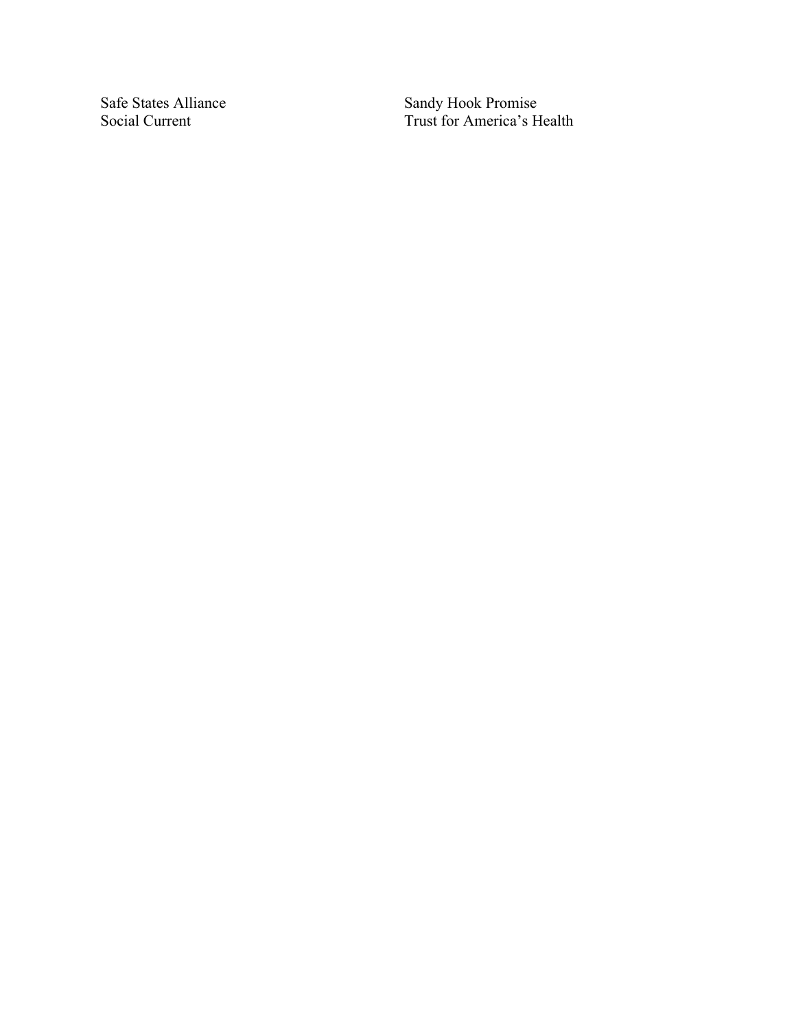Safe States Alliance
Social Current
Sandy Hook Promise
Trust for America's Health